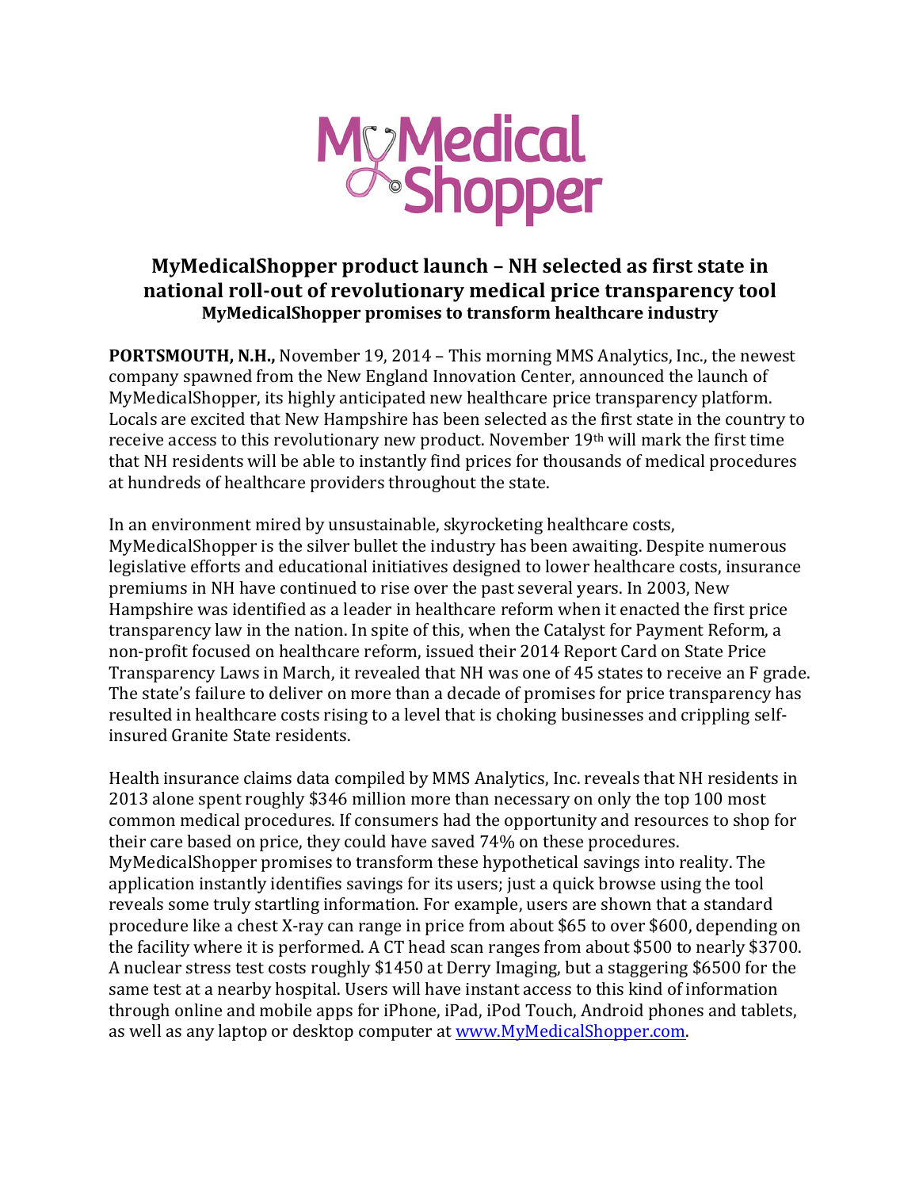# MyMedicalShopper product launch – NH selected as first state in national roll-out of revolutionary medical price transparency tool

### MyMedicalShopper promises to transform healthcare industry

**PORTSMOUTH, N.H.,** November 19, 2014 – This morning MMS Analytics, Inc., the newest company spawned from the New England Innovation Center, announced the launch of MyMedicalShopper, its highly anticipated new healthcare price transparency platform. Locals are excited that New Hampshire has been selected as the first state in the country to receive access to this revolutionary new product. November 19th will mark the first time that NH residents will be able to instantly find prices for thousands of medical procedures at hundreds of healthcare providers throughout the state.

In an environment mired by unsustainable, skyrocketing healthcare costs, MyMedicalShopper is the silver bullet the industry has been awaiting. Despite numerous legislative efforts and educational initiatives designed to lower healthcare costs, insurance premiums in NH have continued to rise over the past several years. In 2003, New Hampshire was identified as a leader in healthcare reform when it enacted the first price transparency law in the nation. In spite of this, when the Catalyst for Payment Reform, a non-profit focused on healthcare reform, issued their 2014 Report Card on State Price Transparency Laws in March, it revealed that NH was one of 45 states to receive an F grade. The state's failure to deliver on more than a decade of promises for price transparency has resulted in healthcare costs rising to a level that is choking businesses and crippling self-insured Granite State residents.

Health insurance claims data compiled by MMS Analytics, Inc. reveals that NH residents in 2013 alone spent roughly $346 million more than necessary on only the top 100 most common medical procedures. If consumers had the opportunity and resources to shop for their care based on price, they could have saved 74% on these procedures. MyMedicalShopper promises to transform these hypothetical savings into reality. The application instantly identifies savings for its users; just a quick browse using the tool reveals some truly startling information. For example, users are shown that a standard procedure like a chest X-ray can range in price from about $65 to over $600, depending on the facility where it is performed. A CT head scan ranges from about $500 to nearly $3700. A nuclear stress test costs roughly $1450 at Derry Imaging, but a staggering $6500 for the same test at a nearby hospital. Users will have instant access to this kind of information through online and mobile apps for iPhone, iPad, iPod Touch, Android phones and tablets, as well as any laptop or desktop computer at www.MyMedicalShopper.com.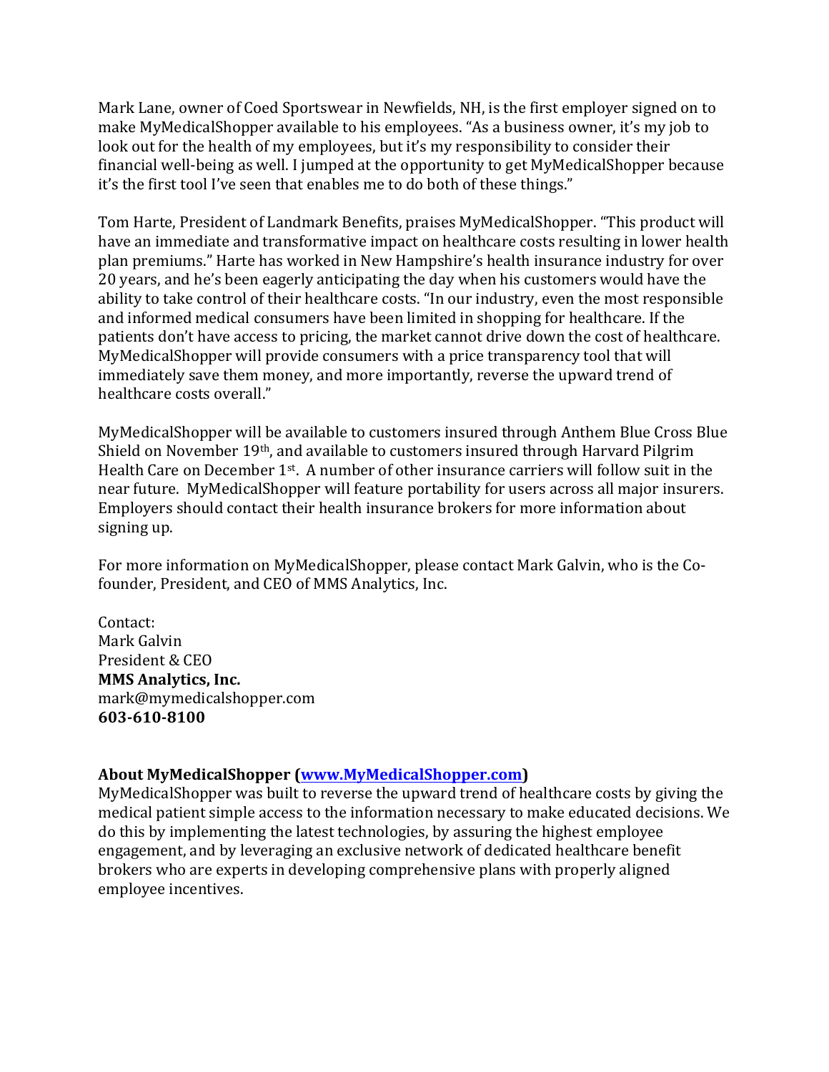Mark Lane, owner of Coed Sportswear in Newfields, NH, is the first employer signed on to make MyMedicalShopper available to his employees. "As a business owner, it's my job to look out for the health of my employees, but it's my responsibility to consider their financial well-being as well. I jumped at the opportunity to get MyMedicalShopper because it's the first tool I've seen that enables me to do both of these things."

Tom Harte, President of Landmark Benefits, praises MyMedicalShopper. "This product will have an immediate and transformative impact on healthcare costs resulting in lower health plan premiums." Harte has worked in New Hampshire's health insurance industry for over 20 years, and he's been eagerly anticipating the day when his customers would have the ability to take control of their healthcare costs. "In our industry, even the most responsible and informed medical consumers have been limited in shopping for healthcare. If the patients don't have access to pricing, the market cannot drive down the cost of healthcare. MyMedicalShopper will provide consumers with a price transparency tool that will immediately save them money, and more importantly, reverse the upward trend of healthcare costs overall."

MyMedicalShopper will be available to customers insured through Anthem Blue Cross Blue Shield on November 19th, and available to customers insured through Harvard Pilgrim Health Care on December 1st. A number of other insurance carriers will follow suit in the near future. MyMedicalShopper will feature portability for users across all major insurers. Employers should contact their health insurance brokers for more information about signing up.

For more information on MyMedicalShopper, please contact Mark Galvin, who is the Co-founder, President, and CEO of MMS Analytics, Inc.

Contact:
Mark Galvin
President & CEO
**MMS Analytics, Inc.**
mark@mymedicalshopper.com
**603-610-8100**

**About MyMedicalShopper ([www.MyMedicalShopper.com](http://www.MyMedicalShopper.com))**
MyMedicalShopper was built to reverse the upward trend of healthcare costs by giving the medical patient simple access to the information necessary to make educated decisions. We do this by implementing the latest technologies, by assuring the highest employee engagement, and by leveraging an exclusive network of dedicated healthcare benefit brokers who are experts in developing comprehensive plans with properly aligned employee incentives.